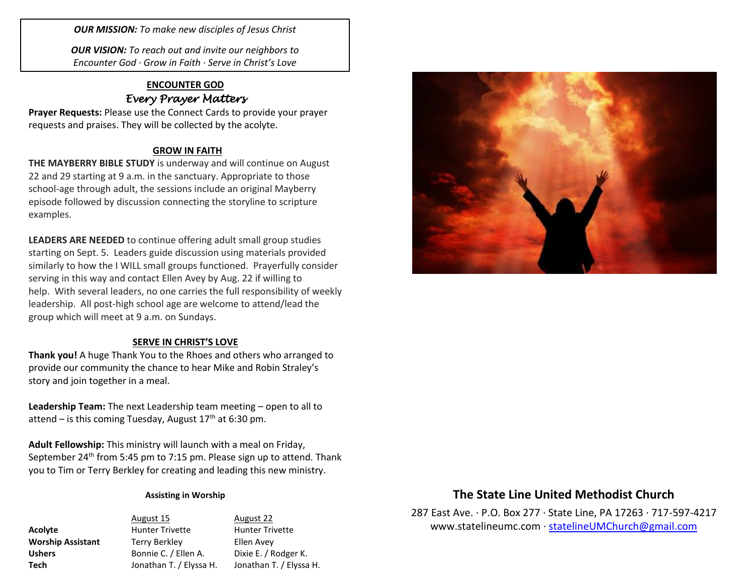*OUR MISSION:* *To make new disciples of Jesus Christ*

*OUR VISION:* *To reach out and invite our neighbors to Encounter God · Grow in Faith · Serve in Christ's Love*

## ENCOUNTER GOD

*Every Prayer Matters*

**Prayer Requests:** Please use the Connect Cards to provide your prayer requests and praises. They will be collected by the acolyte.

## GROW IN FAITH

**THE MAYBERRY BIBLE STUDY** is underway and will continue on August 22 and 29 starting at 9 a.m. in the sanctuary. Appropriate to those school-age through adult, the sessions include an original Mayberry episode followed by discussion connecting the storyline to scripture examples.

**LEADERS ARE NEEDED** to continue offering adult small group studies starting on Sept. 5. Leaders guide discussion using materials provided similarly to how the I WILL small groups functioned. Prayerfully consider serving in this way and contact Ellen Avey by Aug. 22 if willing to help. With several leaders, no one carries the full responsibility of weekly leadership. All post-high school age are welcome to attend/lead the group which will meet at 9 a.m. on Sundays.

## SERVE IN CHRIST'S LOVE

**Thank you!** A huge Thank You to the Rhoes and others who arranged to provide our community the chance to hear Mike and Robin Straley's story and join together in a meal.

**Leadership Team:** The next Leadership team meeting – open to all to attend – is this coming Tuesday, August 17th at 6:30 pm.

**Adult Fellowship:** This ministry will launch with a meal on Friday, September 24th from 5:45 pm to 7:15 pm. Please sign up to attend. Thank you to Tim or Terry Berkley for creating and leading this new ministry.

### Assisting in Worship

| | August 15 | August 22 |
|---|---|---|
| **Acolyte** | Hunter Trivette | Hunter Trivette |
| **Worship Assistant** | Terry Berkley | Ellen Avey |
| **Ushers** | Bonnie C. / Ellen A. | Dixie E. / Rodger K. |
| **Tech** | Jonathan T. / Elyssa H. | Jonathan T. / Elyssa H. |

## The State Line United Methodist Church

287 East Ave. · P.O. Box 277 · State Line, PA 17263 · 717-597-4217
www.statelineumc.com · statelineUMChurch@gmail.com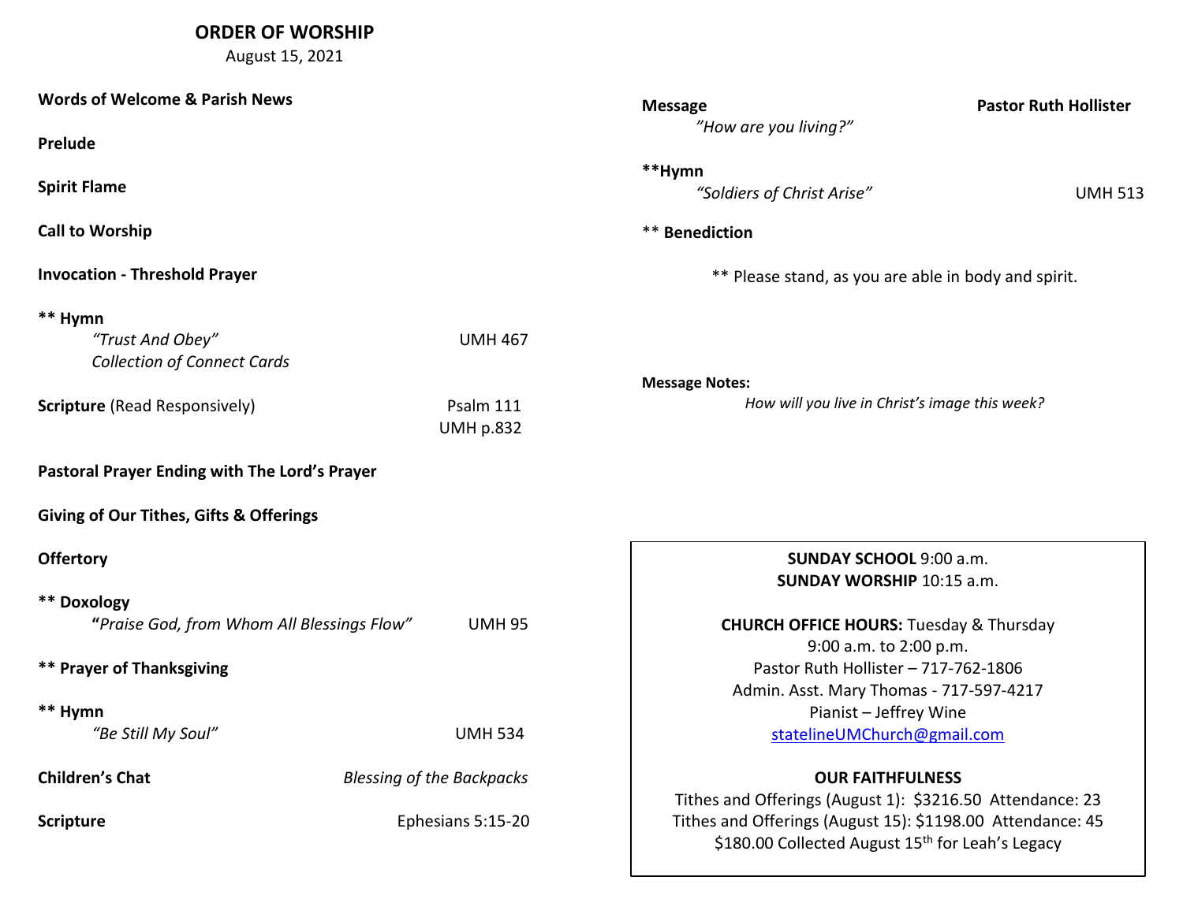## ORDER OF WORSHIP

August 15, 2021

**Words of Welcome & Parish News**

**Prelude**

**Spirit Flame**

**Call to Worship**

**Invocation - Threshold Prayer**

**\*\* Hymn**
*"Trust And Obey"* UMH 467
*Collection of Connect Cards*

**Scripture** (Read Responsively) Psalm 111
UMH p.832

**Pastoral Prayer Ending with The Lord's Prayer**

**Giving of Our Tithes, Gifts & Offerings**

**Offertory**

**\*\* Doxology**
**"***Praise God, from Whom All Blessings Flow"* UMH 95

**\*\* Prayer of Thanksgiving**

**\*\* Hymn**
*"Be Still My Soul"* UMH 534

**Children's Chat** *Blessing of the Backpacks*

**Scripture** Ephesians 5:15-20

**Message** **Pastor Ruth Hollister**
*"How are you living?"*

**\*\*Hymn**
*"Soldiers of Christ Arise"* UMH 513

\*\* **Benediction**

\*\* Please stand, as you are able in body and spirit.

**Message Notes:**
*How will you live in Christ's image this week?*

**SUNDAY SCHOOL** 9:00 a.m.
**SUNDAY WORSHIP** 10:15 a.m.

**CHURCH OFFICE HOURS:** Tuesday & Thursday
9:00 a.m. to 2:00 p.m.
Pastor Ruth Hollister – 717-762-1806
Admin. Asst. Mary Thomas - 717-597-4217
Pianist – Jeffrey Wine
statelineUMChurch@gmail.com

**OUR FAITHFULNESS**
Tithes and Offerings (August 1): $3216.50 Attendance: 23
Tithes and Offerings (August 15): $1198.00 Attendance: 45
$180.00 Collected August 15th for Leah's Legacy